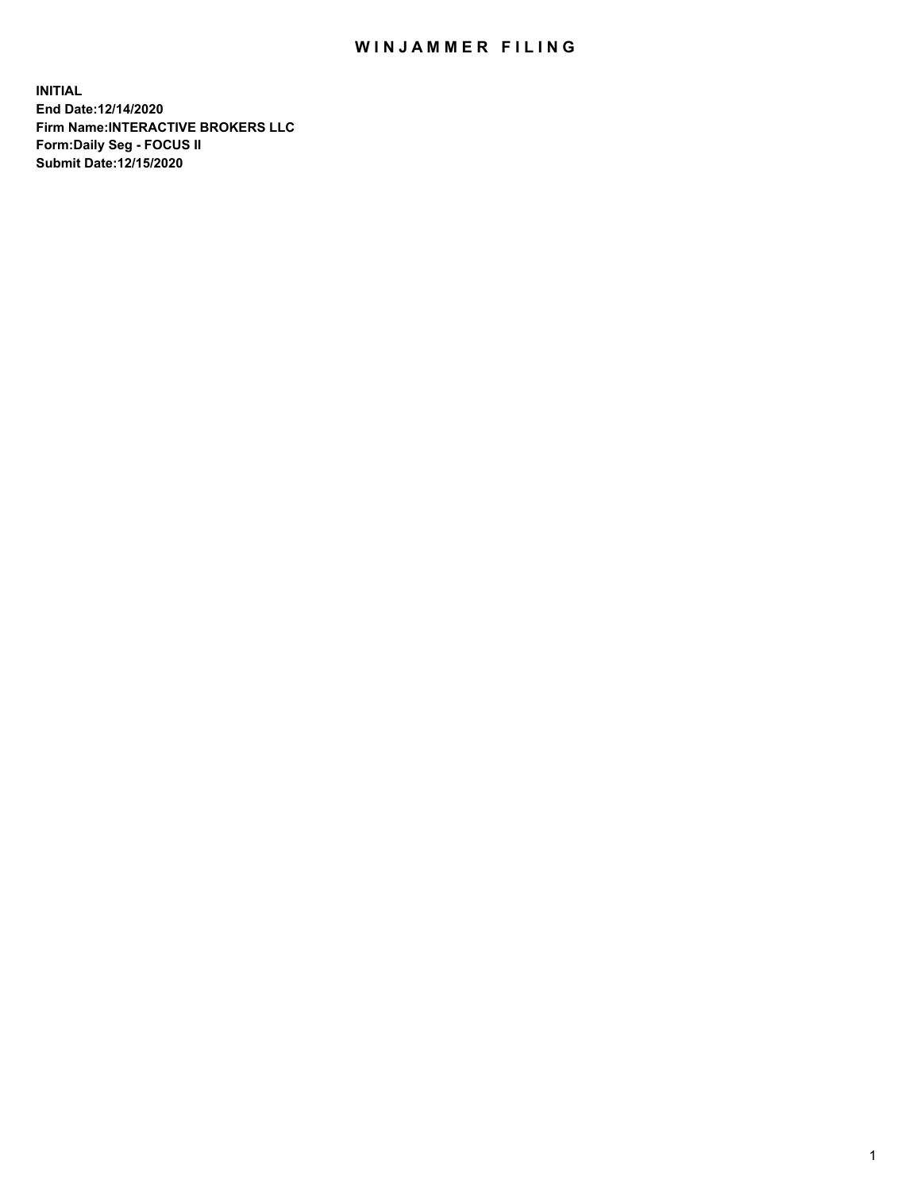# WINJAMMER FILING

**INITIAL**
**End Date:12/14/2020**
**Firm Name:INTERACTIVE BROKERS LLC**
**Form:Daily Seg - FOCUS II**
**Submit Date:12/15/2020**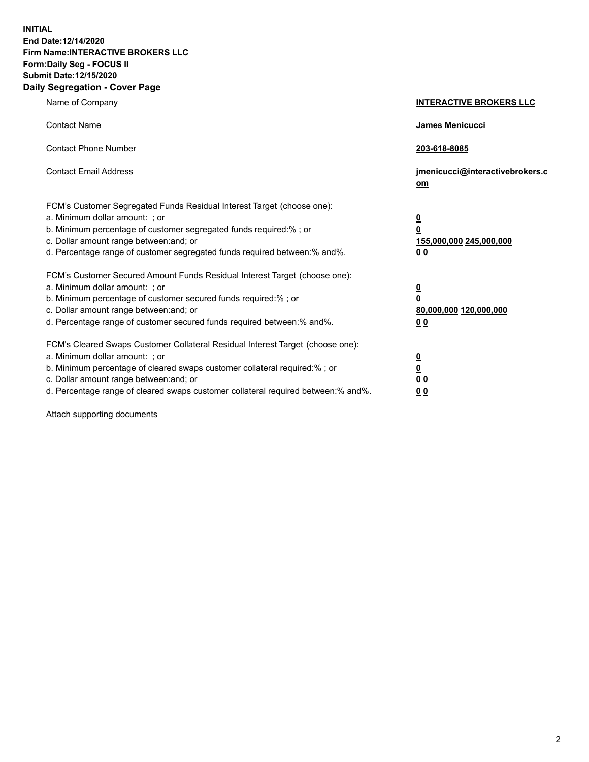**INITIAL**
**End Date:12/14/2020**
**Firm Name:INTERACTIVE BROKERS LLC**
**Form:Daily Seg - FOCUS II**
**Submit Date:12/15/2020**

## Daily Segregation - Cover Page

| | |
|---|---|
| Name of Company | **INTERACTIVE BROKERS LLC** |
| Contact Name | **James Menicucci** |
| Contact Phone Number | **203-618-8085** |
| Contact Email Address | **jmenicucci@interactivebrokers.com** |
| FCM's Customer Segregated Funds Residual Interest Target (choose one): | |
| a. Minimum dollar amount: ; or | **0** |
| b. Minimum percentage of customer segregated funds required:% ; or | **0** |
| c. Dollar amount range between:and; or | **155,000,000 245,000,000** |
| d. Percentage range of customer segregated funds required between:% and%. | **0 0** |
| FCM's Customer Secured Amount Funds Residual Interest Target (choose one): | |
| a. Minimum dollar amount: ; or | **0** |
| b. Minimum percentage of customer secured funds required:% ; or | **0** |
| c. Dollar amount range between:and; or | **80,000,000 120,000,000** |
| d. Percentage range of customer secured funds required between:% and%. | **0 0** |
| FCM's Cleared Swaps Customer Collateral Residual Interest Target (choose one): | |
| a. Minimum dollar amount: ; or | **0** |
| b. Minimum percentage of cleared swaps customer collateral required:% ; or | **0** |
| c. Dollar amount range between:and; or | **0 0** |
| d. Percentage range of cleared swaps customer collateral required between:% and%. | **0 0** |

Attach supporting documents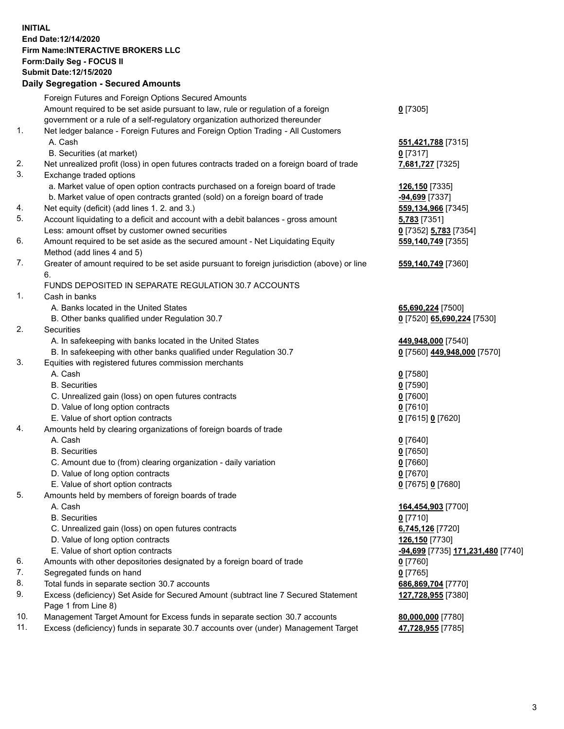**INITIAL**
**End Date:12/14/2020**
**Firm Name:INTERACTIVE BROKERS LLC**
**Form:Daily Seg - FOCUS II**
**Submit Date:12/15/2020**
**Daily Segregation - Secured Amounts**

| | | |
|---|---|---|
| | Foreign Futures and Foreign Options Secured Amounts | |
| | Amount required to be set aside pursuant to law, rule or regulation of a foreign government or a rule of a self-regulatory organization authorized thereunder | **0** [7305] |
| 1. | Net ledger balance - Foreign Futures and Foreign Option Trading - All Customers | |
| | A. Cash | **551,421,788** [7315] |
| | B. Securities (at market) | **0** [7317] |
| 2. | Net unrealized profit (loss) in open futures contracts traded on a foreign board of trade | **7,681,727** [7325] |
| 3. | Exchange traded options | |
| | a. Market value of open option contracts purchased on a foreign board of trade | **126,150** [7335] |
| | b. Market value of open contracts granted (sold) on a foreign board of trade | **-94,699** [7337] |
| 4. | Net equity (deficit) (add lines 1. 2. and 3.) | **559,134,966** [7345] |
| 5. | Account liquidating to a deficit and account with a debit balances - gross amount | **5,783** [7351] |
| | Less: amount offset by customer owned securities | **0** [7352] **5,783** [7354] |
| 6. | Amount required to be set aside as the secured amount - Net Liquidating Equity Method (add lines 4 and 5) | **559,140,749** [7355] |
| 7. | Greater of amount required to be set aside pursuant to foreign jurisdiction (above) or line 6. | **559,140,749** [7360] |
| | FUNDS DEPOSITED IN SEPARATE REGULATION 30.7 ACCOUNTS | |
| 1. | Cash in banks | |
| | A. Banks located in the United States | **65,690,224** [7500] |
| | B. Other banks qualified under Regulation 30.7 | **0** [7520] **65,690,224** [7530] |
| 2. | Securities | |
| | A. In safekeeping with banks located in the United States | **449,948,000** [7540] |
| | B. In safekeeping with other banks qualified under Regulation 30.7 | **0** [7560] **449,948,000** [7570] |
| 3. | Equities with registered futures commission merchants | |
| | A. Cash | **0** [7580] |
| | B. Securities | **0** [7590] |
| | C. Unrealized gain (loss) on open futures contracts | **0** [7600] |
| | D. Value of long option contracts | **0** [7610] |
| | E. Value of short option contracts | **0** [7615] **0** [7620] |
| 4. | Amounts held by clearing organizations of foreign boards of trade | |
| | A. Cash | **0** [7640] |
| | B. Securities | **0** [7650] |
| | C. Amount due to (from) clearing organization - daily variation | **0** [7660] |
| | D. Value of long option contracts | **0** [7670] |
| | E. Value of short option contracts | **0** [7675] **0** [7680] |
| 5. | Amounts held by members of foreign boards of trade | |
| | A. Cash | **164,454,903** [7700] |
| | B. Securities | **0** [7710] |
| | C. Unrealized gain (loss) on open futures contracts | **6,745,126** [7720] |
| | D. Value of long option contracts | **126,150** [7730] |
| | E. Value of short option contracts | **-94,699** [7735] **171,231,480** [7740] |
| 6. | Amounts with other depositories designated by a foreign board of trade | **0** [7760] |
| 7. | Segregated funds on hand | **0** [7765] |
| 8. | Total funds in separate section 30.7 accounts | **686,869,704** [7770] |
| 9. | Excess (deficiency) Set Aside for Secured Amount (subtract line 7 Secured Statement Page 1 from Line 8) | **127,728,955** [7380] |
| 10. | Management Target Amount for Excess funds in separate section 30.7 accounts | **80,000,000** [7780] |
| 11. | Excess (deficiency) funds in separate 30.7 accounts over (under) Management Target | **47,728,955** [7785] |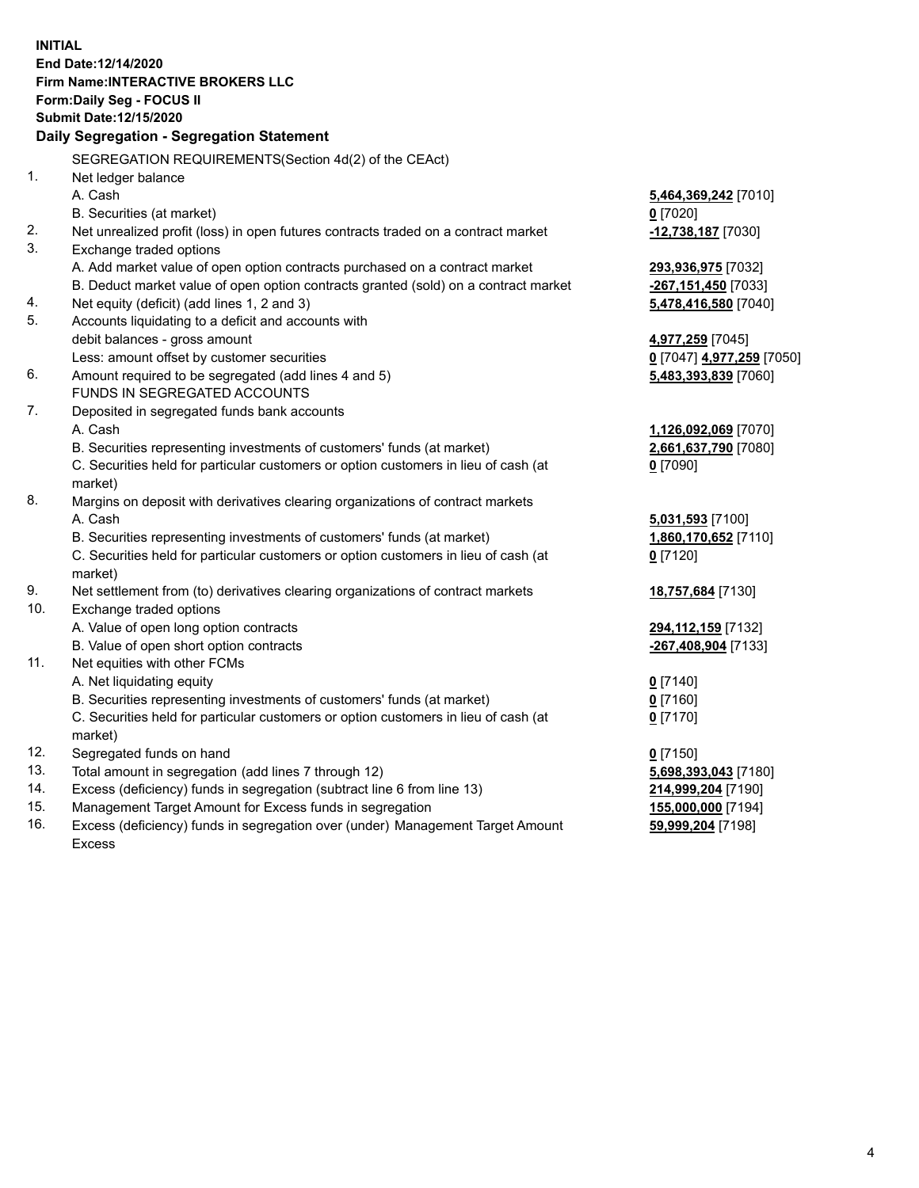**INITIAL**
**End Date:12/14/2020**
**Firm Name:INTERACTIVE BROKERS LLC**
**Form:Daily Seg - FOCUS II**
**Submit Date:12/15/2020**

## Daily Segregation - Segregation Statement

SEGREGATION REQUIREMENTS(Section 4d(2) of the CEAct)

| | | |
|---|---|---|
| 1. | Net ledger balance | |
| | A. Cash | **5,464,369,242** [7010] |
| | B. Securities (at market) | **0** [7020] |
| 2. | Net unrealized profit (loss) in open futures contracts traded on a contract market | **-12,738,187** [7030] |
| 3. | Exchange traded options | |
| | A. Add market value of open option contracts purchased on a contract market | **293,936,975** [7032] |
| | B. Deduct market value of open option contracts granted (sold) on a contract market | **-267,151,450** [7033] |
| 4. | Net equity (deficit) (add lines 1, 2 and 3) | **5,478,416,580** [7040] |
| 5. | Accounts liquidating to a deficit and accounts with | |
| | debit balances - gross amount | **4,977,259** [7045] |
| | Less: amount offset by customer securities | **0** [7047] **4,977,259** [7050] |
| 6. | Amount required to be segregated (add lines 4 and 5) | **5,483,393,839** [7060] |
| | FUNDS IN SEGREGATED ACCOUNTS | |
| 7. | Deposited in segregated funds bank accounts | |
| | A. Cash | **1,126,092,069** [7070] |
| | B. Securities representing investments of customers' funds (at market) | **2,661,637,790** [7080] |
| | C. Securities held for particular customers or option customers in lieu of cash (at market) | **0** [7090] |
| 8. | Margins on deposit with derivatives clearing organizations of contract markets | |
| | A. Cash | **5,031,593** [7100] |
| | B. Securities representing investments of customers' funds (at market) | **1,860,170,652** [7110] |
| | C. Securities held for particular customers or option customers in lieu of cash (at market) | **0** [7120] |
| 9. | Net settlement from (to) derivatives clearing organizations of contract markets | **18,757,684** [7130] |
| 10. | Exchange traded options | |
| | A. Value of open long option contracts | **294,112,159** [7132] |
| | B. Value of open short option contracts | **-267,408,904** [7133] |
| 11. | Net equities with other FCMs | |
| | A. Net liquidating equity | **0** [7140] |
| | B. Securities representing investments of customers' funds (at market) | **0** [7160] |
| | C. Securities held for particular customers or option customers in lieu of cash (at market) | **0** [7170] |
| 12. | Segregated funds on hand | **0** [7150] |
| 13. | Total amount in segregation (add lines 7 through 12) | **5,698,393,043** [7180] |
| 14. | Excess (deficiency) funds in segregation (subtract line 6 from line 13) | **214,999,204** [7190] |
| 15. | Management Target Amount for Excess funds in segregation | **155,000,000** [7194] |
| 16. | Excess (deficiency) funds in segregation over (under) Management Target Amount Excess | **59,999,204** [7198] |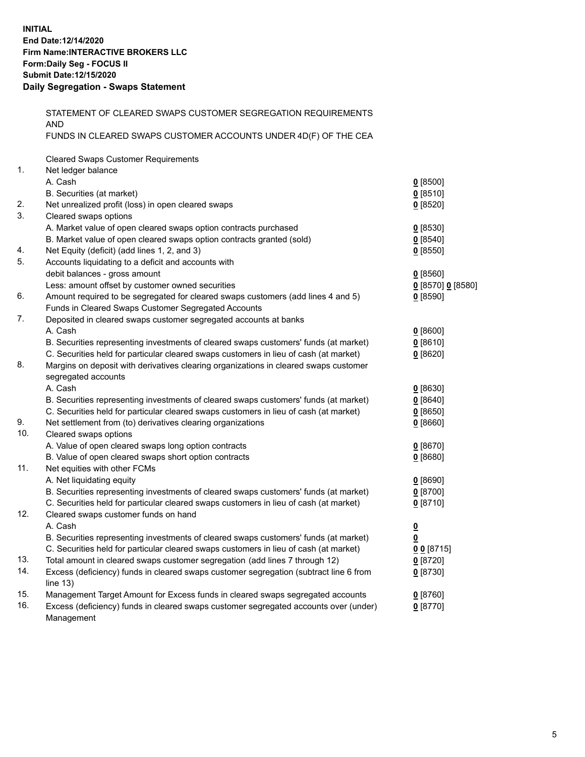**INITIAL**
**End Date:12/14/2020**
**Firm Name:INTERACTIVE BROKERS LLC**
**Form:Daily Seg - FOCUS II**
**Submit Date:12/15/2020**
**Daily Segregation - Swaps Statement**

STATEMENT OF CLEARED SWAPS CUSTOMER SEGREGATION REQUIREMENTS AND FUNDS IN CLEARED SWAPS CUSTOMER ACCOUNTS UNDER 4D(F) OF THE CEA

| | | |
|---|---|---|
| | Cleared Swaps Customer Requirements | |
| 1. | Net ledger balance | |
| | A. Cash | 0 [8500] |
| | B. Securities (at market) | 0 [8510] |
| 2. | Net unrealized profit (loss) in open cleared swaps | 0 [8520] |
| 3. | Cleared swaps options | |
| | A. Market value of open cleared swaps option contracts purchased | 0 [8530] |
| | B. Market value of open cleared swaps option contracts granted (sold) | 0 [8540] |
| 4. | Net Equity (deficit) (add lines 1, 2, and 3) | 0 [8550] |
| 5. | Accounts liquidating to a deficit and accounts with debit balances - gross amount | 0 [8560] |
| | Less: amount offset by customer owned securities | 0 [8570] 0 [8580] |
| 6. | Amount required to be segregated for cleared swaps customers (add lines 4 and 5) | 0 [8590] |
| | Funds in Cleared Swaps Customer Segregated Accounts | |
| 7. | Deposited in cleared swaps customer segregated accounts at banks | |
| | A. Cash | 0 [8600] |
| | B. Securities representing investments of cleared swaps customers' funds (at market) | 0 [8610] |
| | C. Securities held for particular cleared swaps customers in lieu of cash (at market) | 0 [8620] |
| 8. | Margins on deposit with derivatives clearing organizations in cleared swaps customer segregated accounts | |
| | A. Cash | 0 [8630] |
| | B. Securities representing investments of cleared swaps customers' funds (at market) | 0 [8640] |
| | C. Securities held for particular cleared swaps customers in lieu of cash (at market) | 0 [8650] |
| 9. | Net settlement from (to) derivatives clearing organizations | 0 [8660] |
| 10. | Cleared swaps options | |
| | A. Value of open cleared swaps long option contracts | 0 [8670] |
| | B. Value of open cleared swaps short option contracts | 0 [8680] |
| 11. | Net equities with other FCMs | |
| | A. Net liquidating equity | 0 [8690] |
| | B. Securities representing investments of cleared swaps customers' funds (at market) | 0 [8700] |
| | C. Securities held for particular cleared swaps customers in lieu of cash (at market) | 0 [8710] |
| 12. | Cleared swaps customer funds on hand | |
| | A. Cash | 0 |
| | B. Securities representing investments of cleared swaps customers' funds (at market) | 0 |
| | C. Securities held for particular cleared swaps customers in lieu of cash (at market) | 0 0 [8715] |
| 13. | Total amount in cleared swaps customer segregation (add lines 7 through 12) | 0 [8720] |
| 14. | Excess (deficiency) funds in cleared swaps customer segregation (subtract line 6 from line 13) | 0 [8730] |
| 15. | Management Target Amount for Excess funds in cleared swaps segregated accounts | 0 [8760] |
| 16. | Excess (deficiency) funds in cleared swaps customer segregated accounts over (under) Management | 0 [8770] |